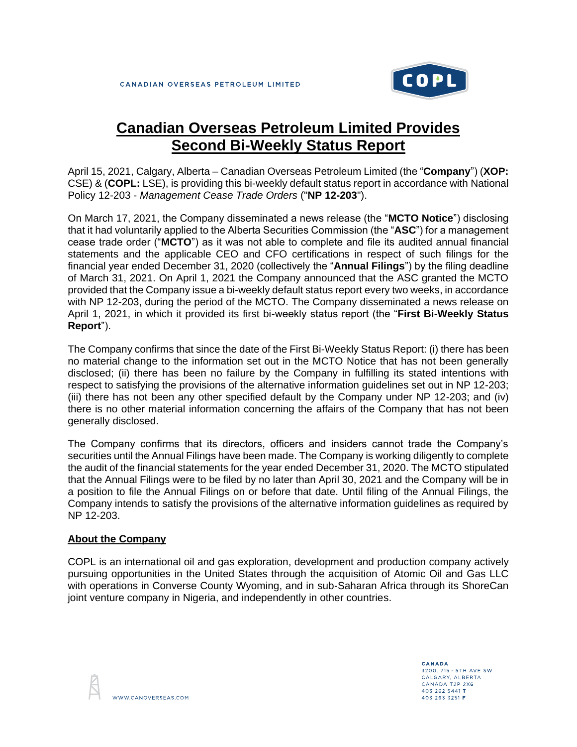# Canadian Overseas Petroleum Limited Provides Second Bi-Weekly Status Report

April 15, 2021, Calgary, Alberta – Canadian Overseas Petroleum Limited (the "**Company**") (**XOP:** CSE) & (**COPL:** LSE), is providing this bi-weekly default status report in accordance with National Policy 12-203 - *Management Cease Trade Orders* ("**NP 12-203**").

On March 17, 2021, the Company disseminated a news release (the "**MCTO Notice**") disclosing that it had voluntarily applied to the Alberta Securities Commission (the "**ASC**") for a management cease trade order ("**MCTO**") as it was not able to complete and file its audited annual financial statements and the applicable CEO and CFO certifications in respect of such filings for the financial year ended December 31, 2020 (collectively the "**Annual Filings**") by the filing deadline of March 31, 2021. On April 1, 2021 the Company announced that the ASC granted the MCTO provided that the Company issue a bi-weekly default status report every two weeks, in accordance with NP 12-203, during the period of the MCTO. The Company disseminated a news release on April 1, 2021, in which it provided its first bi-weekly status report (the "**First Bi-Weekly Status Report**").

The Company confirms that since the date of the First Bi-Weekly Status Report: (i) there has been no material change to the information set out in the MCTO Notice that has not been generally disclosed; (ii) there has been no failure by the Company in fulfilling its stated intentions with respect to satisfying the provisions of the alternative information guidelines set out in NP 12-203; (iii) there has not been any other specified default by the Company under NP 12-203; and (iv) there is no other material information concerning the affairs of the Company that has not been generally disclosed.

The Company confirms that its directors, officers and insiders cannot trade the Company's securities until the Annual Filings have been made. The Company is working diligently to complete the audit of the financial statements for the year ended December 31, 2020. The MCTO stipulated that the Annual Filings were to be filed by no later than April 30, 2021 and the Company will be in a position to file the Annual Filings on or before that date. Until filing of the Annual Filings, the Company intends to satisfy the provisions of the alternative information guidelines as required by NP 12-203.

## About the Company

COPL is an international oil and gas exploration, development and production company actively pursuing opportunities in the United States through the acquisition of Atomic Oil and Gas LLC with operations in Converse County Wyoming, and in sub-Saharan Africa through its ShoreCan joint venture company in Nigeria, and independently in other countries.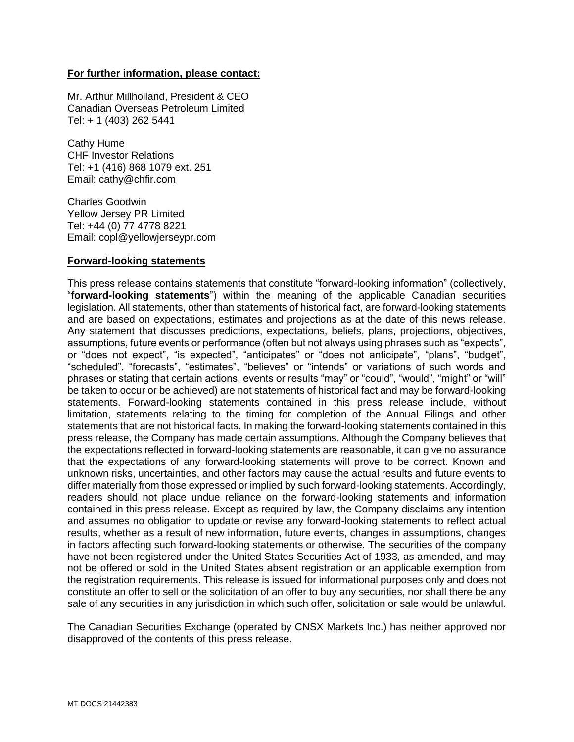**For further information, please contact:**

Mr. Arthur Millholland, President & CEO
Canadian Overseas Petroleum Limited
Tel: + 1 (403) 262 5441

Cathy Hume
CHF Investor Relations
Tel: +1 (416) 868 1079 ext. 251
Email: cathy@chfir.com

Charles Goodwin
Yellow Jersey PR Limited
Tel: +44 (0) 77 4778 8221
Email: copl@yellowjerseypr.com

**Forward-looking statements**

This press release contains statements that constitute "forward-looking information" (collectively, "**forward-looking statements**") within the meaning of the applicable Canadian securities legislation. All statements, other than statements of historical fact, are forward-looking statements and are based on expectations, estimates and projections as at the date of this news release. Any statement that discusses predictions, expectations, beliefs, plans, projections, objectives, assumptions, future events or performance (often but not always using phrases such as "expects", or "does not expect", "is expected", "anticipates" or "does not anticipate", "plans", "budget", "scheduled", "forecasts", "estimates", "believes" or "intends" or variations of such words and phrases or stating that certain actions, events or results "may" or "could", "would", "might" or "will" be taken to occur or be achieved) are not statements of historical fact and may be forward-looking statements. Forward-looking statements contained in this press release include, without limitation, statements relating to the timing for completion of the Annual Filings and other statements that are not historical facts. In making the forward-looking statements contained in this press release, the Company has made certain assumptions. Although the Company believes that the expectations reflected in forward-looking statements are reasonable, it can give no assurance that the expectations of any forward-looking statements will prove to be correct. Known and unknown risks, uncertainties, and other factors may cause the actual results and future events to differ materially from those expressed or implied by such forward-looking statements. Accordingly, readers should not place undue reliance on the forward-looking statements and information contained in this press release. Except as required by law, the Company disclaims any intention and assumes no obligation to update or revise any forward-looking statements to reflect actual results, whether as a result of new information, future events, changes in assumptions, changes in factors affecting such forward-looking statements or otherwise. The securities of the company have not been registered under the United States Securities Act of 1933, as amended, and may not be offered or sold in the United States absent registration or an applicable exemption from the registration requirements. This release is issued for informational purposes only and does not constitute an offer to sell or the solicitation of an offer to buy any securities, nor shall there be any sale of any securities in any jurisdiction in which such offer, solicitation or sale would be unlawful.

The Canadian Securities Exchange (operated by CNSX Markets Inc.) has neither approved nor disapproved of the contents of this press release.

MT DOCS 21442383